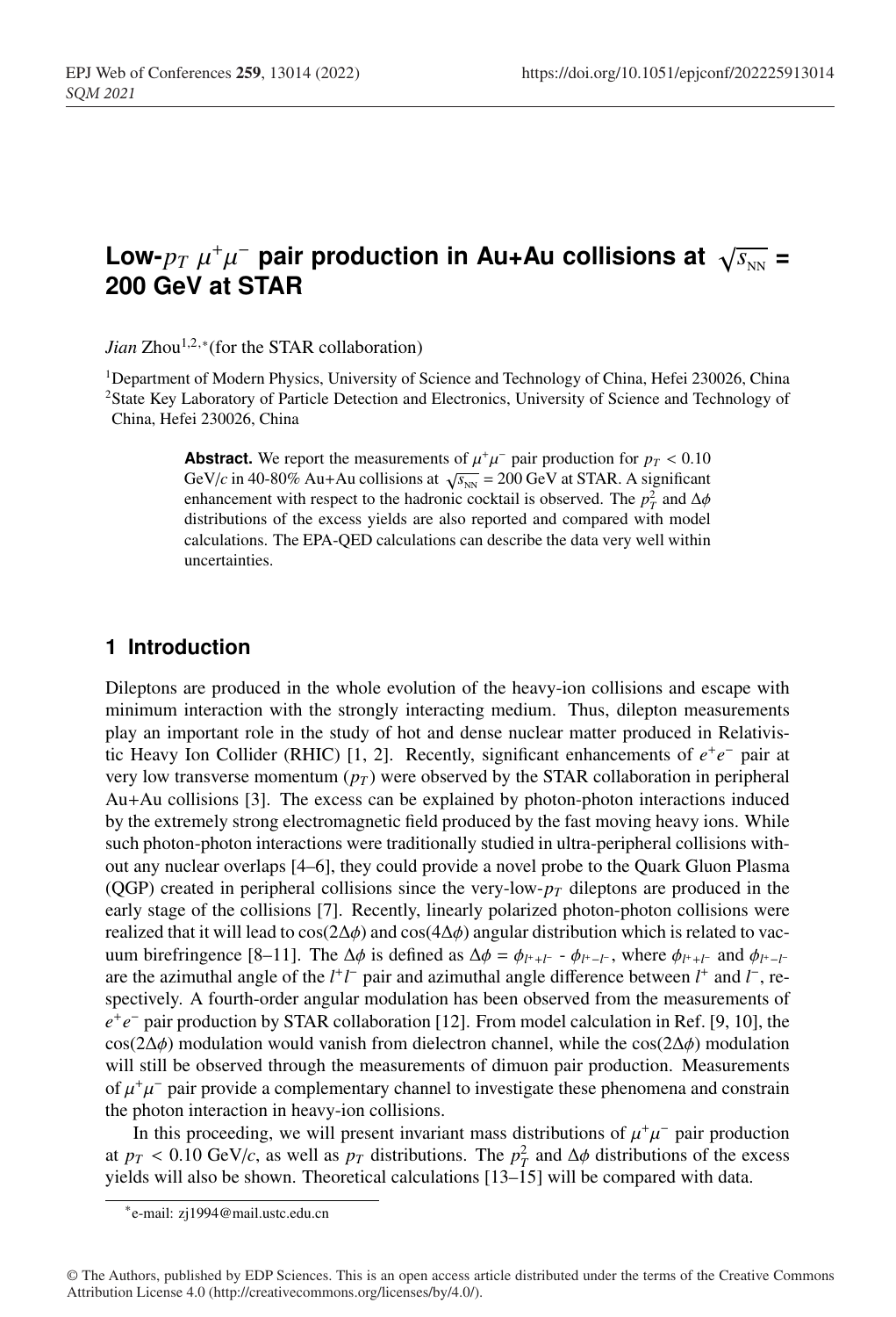# Low-$p_T$ $\mu^+\mu^-$ pair production in Au+Au collisions at $\sqrt{s_{\rm NN}}$ = 200 GeV at STAR

*Jian* Zhou[1,2,*](for the STAR collaboration)

[1]Department of Modern Physics, University of Science and Technology of China, Hefei 230026, China
[2]State Key Laboratory of Particle Detection and Electronics, University of Science and Technology of China, Hefei 230026, China

**Abstract.** We report the measurements of $\mu^+\mu^-$ pair production for $p_T < 0.10$ GeV/$c$ in 40-80% Au+Au collisions at $\sqrt{s_{\rm NN}}$ = 200 GeV at STAR. A significant enhancement with respect to the hadronic cocktail is observed. The $p_T^2$ and $\Delta\phi$ distributions of the excess yields are also reported and compared with model calculations. The EPA-QED calculations can describe the data very well within uncertainties.

## 1 Introduction

Dileptons are produced in the whole evolution of the heavy-ion collisions and escape with minimum interaction with the strongly interacting medium. Thus, dilepton measurements play an important role in the study of hot and dense nuclear matter produced in Relativistic Heavy Ion Collider (RHIC) [1, 2]. Recently, significant enhancements of $e^+e^-$ pair at very low transverse momentum ($p_T$) were observed by the STAR collaboration in peripheral Au+Au collisions [3]. The excess can be explained by photon-photon interactions induced by the extremely strong electromagnetic field produced by the fast moving heavy ions. While such photon-photon interactions were traditionally studied in ultra-peripheral collisions without any nuclear overlaps [4–6], they could provide a novel probe to the Quark Gluon Plasma (QGP) created in peripheral collisions since the very-low-$p_T$ dileptons are produced in the early stage of the collisions [7]. Recently, linearly polarized photon-photon collisions were realized that it will lead to $\cos(2\Delta\phi)$ and $\cos(4\Delta\phi)$ angular distribution which is related to vacuum birefringence [8–11]. The $\Delta\phi$ is defined as $\Delta\phi = \phi_{l^+ + l^-}$ - $\phi_{l^+ - l^-}$, where $\phi_{l^+ + l^-}$ and $\phi_{l^+ - l^-}$ are the azimuthal angle of the $l^+l^-$ pair and azimuthal angle difference between $l^+$ and $l^-$, respectively. A fourth-order angular modulation has been observed from the measurements of $e^+e^-$ pair production by STAR collaboration [12]. From model calculation in Ref. [9, 10], the $\cos(2\Delta\phi)$ modulation would vanish from dielectron channel, while the $\cos(2\Delta\phi)$ modulation will still be observed through the measurements of dimuon pair production. Measurements of $\mu^+\mu^-$ pair provide a complementary channel to investigate these phenomena and constrain the photon interaction in heavy-ion collisions.

In this proceeding, we will present invariant mass distributions of $\mu^+\mu^-$ pair production at $p_T < 0.10$ GeV/$c$, as well as $p_T$ distributions. The $p_T^2$ and $\Delta\phi$ distributions of the excess yields will also be shown. Theoretical calculations [13–15] will be compared with data.

*e-mail: zj1994@mail.ustc.edu.cn

© The Authors, published by EDP Sciences. This is an open access article distributed under the terms of the Creative Commons Attribution License 4.0 (http://creativecommons.org/licenses/by/4.0/).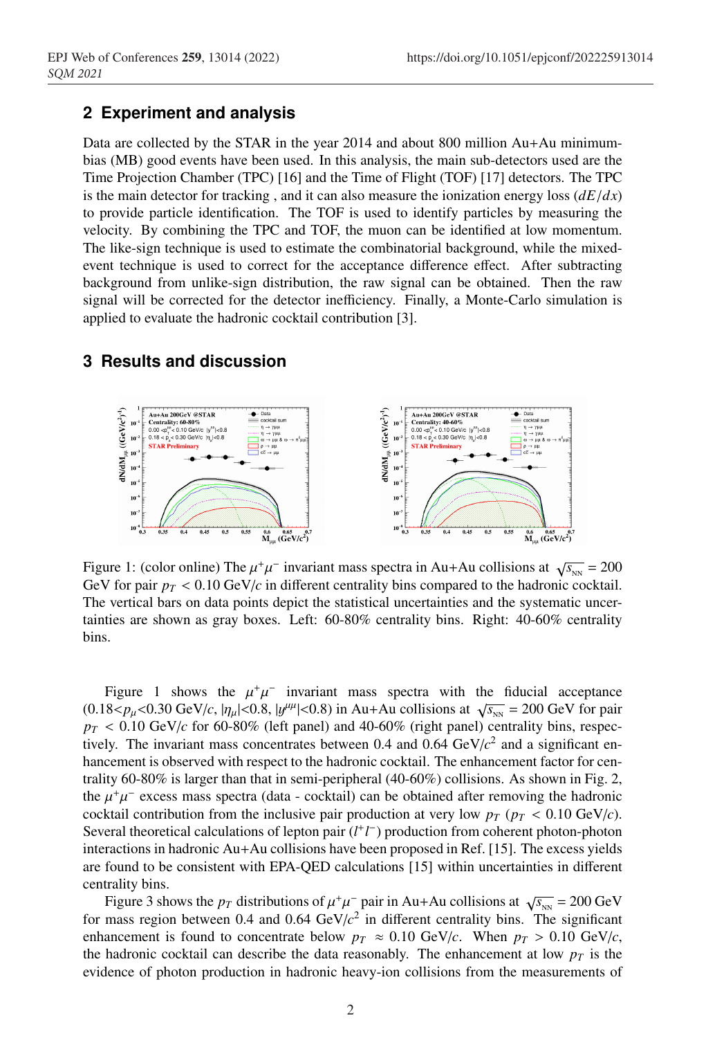## 2 Experiment and analysis

Data are collected by the STAR in the year 2014 and about 800 million Au+Au minimum-bias (MB) good events have been used. In this analysis, the main sub-detectors used are the Time Projection Chamber (TPC) [16] and the Time of Flight (TOF) [17] detectors. The TPC is the main detector for tracking , and it can also measure the ionization energy loss ($dE/dx$) to provide particle identification. The TOF is used to identify particles by measuring the velocity. By combining the TPC and TOF, the muon can be identified at low momentum. The like-sign technique is used to estimate the combinatorial background, while the mixed-event technique is used to correct for the acceptance difference effect. After subtracting background from unlike-sign distribution, the raw signal can be obtained. Then the raw signal will be corrected for the detector inefficiency. Finally, a Monte-Carlo simulation is applied to evaluate the hadronic cocktail contribution [3].

## 3 Results and discussion

Figure 1: (color online) The $\mu^+\mu^-$ invariant mass spectra in Au+Au collisions at $\sqrt{s_{\rm NN}} = 200$ GeV for pair $p_T < 0.10$ GeV/$c$ in different centrality bins compared to the hadronic cocktail. The vertical bars on data points depict the statistical uncertainties and the systematic uncertainties are shown as gray boxes. Left: 60-80% centrality bins. Right: 40-60% centrality bins.

Figure 1 shows the $\mu^+\mu^-$ invariant mass spectra with the fiducial acceptance (0.18<$p_\mu$<0.30 GeV/$c$, $|\eta_\mu|$<0.8, $|y^{\mu\mu}|$<0.8) in Au+Au collisions at $\sqrt{s_{\rm NN}} = 200$ GeV for pair $p_T < 0.10$ GeV/$c$ for 60-80% (left panel) and 40-60% (right panel) centrality bins, respectively. The invariant mass concentrates between 0.4 and 0.64 GeV/$c^2$ and a significant enhancement is observed with respect to the hadronic cocktail. The enhancement factor for centrality 60-80% is larger than that in semi-peripheral (40-60%) collisions. As shown in Fig. 2, the $\mu^+\mu^-$ excess mass spectra (data - cocktail) can be obtained after removing the hadronic cocktail contribution from the inclusive pair production at very low $p_T$ ($p_T < 0.10$ GeV/$c$). Several theoretical calculations of lepton pair ($l^+l^-$) production from coherent photon-photon interactions in hadronic Au+Au collisions have been proposed in Ref. [15]. The excess yields are found to be consistent with EPA-QED calculations [15] within uncertainties in different centrality bins.

Figure 3 shows the $p_T$ distributions of $\mu^+\mu^-$ pair in Au+Au collisions at $\sqrt{s_{\rm NN}} = 200$ GeV for mass region between 0.4 and 0.64 GeV/$c^2$ in different centrality bins. The significant enhancement is found to concentrate below $p_T \approx 0.10$ GeV/$c$. When $p_T > 0.10$ GeV/$c$, the hadronic cocktail can describe the data reasonably. The enhancement at low $p_T$ is the evidence of photon production in hadronic heavy-ion collisions from the measurements of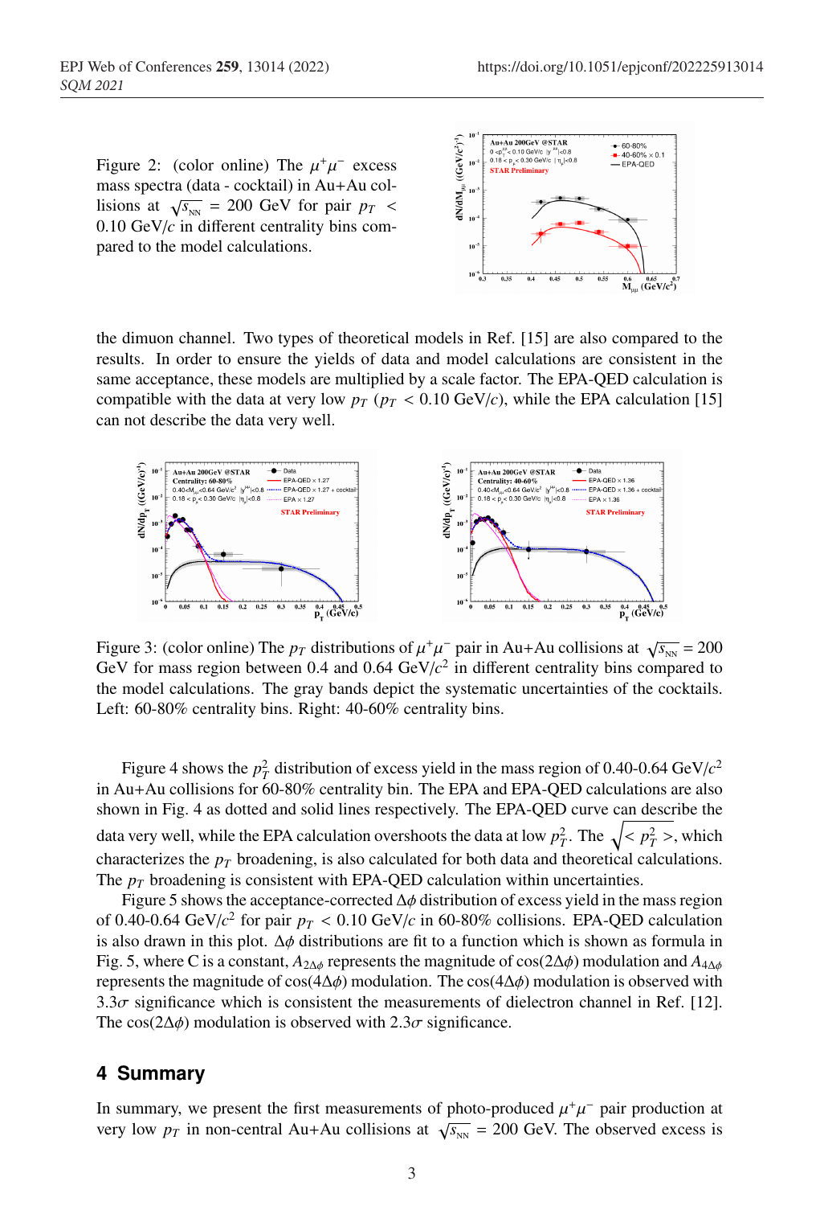Figure 2: (color online) The $\mu^+\mu^-$ excess mass spectra (data - cocktail) in Au+Au collisions at $\sqrt{s_{\rm NN}}$ = 200 GeV for pair $p_T$ < 0.10 GeV/$c$ in different centrality bins compared to the model calculations.

the dimuon channel. Two types of theoretical models in Ref. [15] are also compared to the results. In order to ensure the yields of data and model calculations are consistent in the same acceptance, these models are multiplied by a scale factor. The EPA-QED calculation is compatible with the data at very low $p_T$ ($p_T$ < 0.10 GeV/$c$), while the EPA calculation [15] can not describe the data very well.

Figure 3: (color online) The $p_T$ distributions of $\mu^+\mu^-$ pair in Au+Au collisions at $\sqrt{s_{\rm NN}}$ = 200 GeV for mass region between 0.4 and 0.64 GeV/$c^2$ in different centrality bins compared to the model calculations. The gray bands depict the systematic uncertainties of the cocktails. Left: 60-80% centrality bins. Right: 40-60% centrality bins.

Figure 4 shows the $p_T^2$ distribution of excess yield in the mass region of 0.40-0.64 GeV/$c^2$ in Au+Au collisions for 60-80% centrality bin. The EPA and EPA-QED calculations are also shown in Fig. 4 as dotted and solid lines respectively. The EPA-QED curve can describe the data very well, while the EPA calculation overshoots the data at low $p_T^2$. The $\sqrt{< p_T^2 >}$, which characterizes the $p_T$ broadening, is also calculated for both data and theoretical calculations. The $p_T$ broadening is consistent with EPA-QED calculation within uncertainties.

Figure 5 shows the acceptance-corrected $\Delta\phi$ distribution of excess yield in the mass region of 0.40-0.64 GeV/$c^2$ for pair $p_T$ < 0.10 GeV/$c$ in 60-80% collisions. EPA-QED calculation is also drawn in this plot. $\Delta\phi$ distributions are fit to a function which is shown as formula in Fig. 5, where C is a constant, $A_{2\Delta\phi}$ represents the magnitude of $\cos(2\Delta\phi)$ modulation and $A_{4\Delta\phi}$ represents the magnitude of $\cos(4\Delta\phi)$ modulation. The $\cos(4\Delta\phi)$ modulation is observed with 3.3$\sigma$ significance which is consistent the measurements of dielectron channel in Ref. [12]. The $\cos(2\Delta\phi)$ modulation is observed with 2.3$\sigma$ significance.

## 4 Summary

In summary, we present the first measurements of photo-produced $\mu^+\mu^-$ pair production at very low $p_T$ in non-central Au+Au collisions at $\sqrt{s_{\rm NN}}$ = 200 GeV. The observed excess is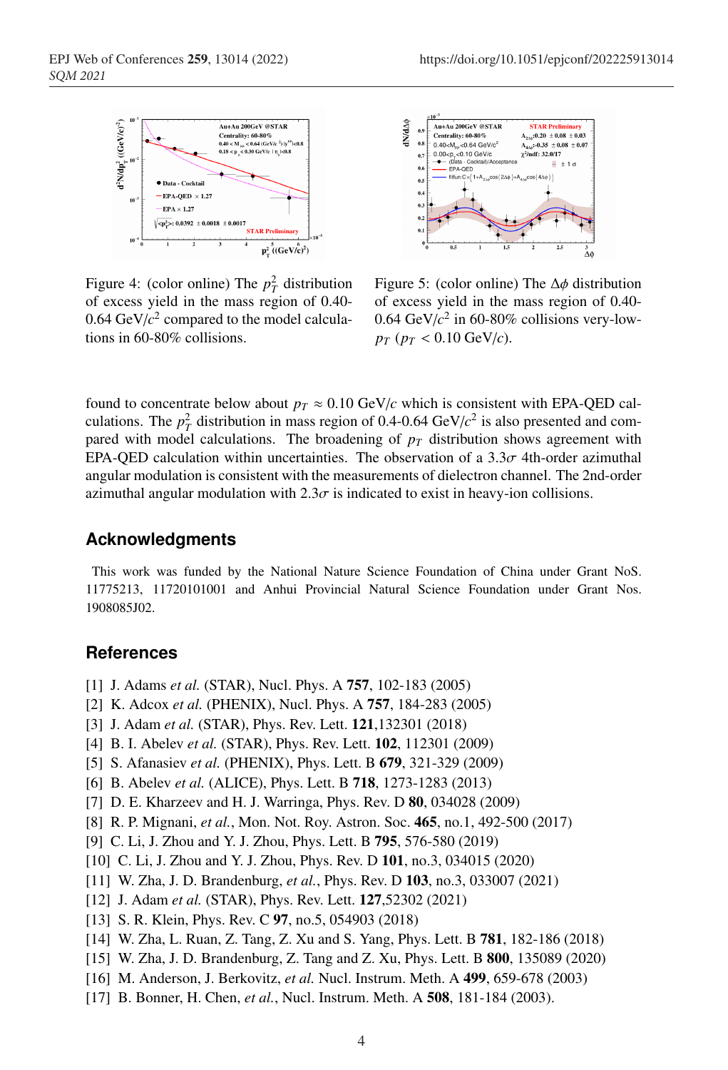Au+Au 200GeV @STAR
Centrality: 60-80%
$0.40 < M_{ee} < 0.64$ (GeV/c$^2$) $|y^{ee}|<0.8$
$0.18 < p_T < 0.30$ GeV/c $|\eta_e|<0.8$
Data - Cocktail
EPA-QED × 1.27
EPA × 1.27
$\sqrt{<p_T^2>}$: 0.0392 ± 0.0018 ± 0.0017
STAR Preliminary
$d^2N/dp_T^2$ ((GeV/c)$^{-2}$)
$p_T^2$ ((GeV/c)$^2$)

Figure 4: (color online) The $p_T^2$ distribution of excess yield in the mass region of 0.40-0.64 GeV/$c^2$ compared to the model calculations in 60-80% collisions.

Au+Au 200GeV @STAR
STAR Preliminary
Centrality: 60-80%
$0.40<M_{ee}<0.64$ GeV/c$^2$
$0.00<p_T<0.10$ GeV/c
$A_{2\Delta\phi}$:0.20 ± 0.08 ± 0.03
$A_{4\Delta\phi}$:-0.35 ± 0.08 ± 0.07
$\chi^2$/ndf: 32.0/17
(Data - Cocktail)/Acceptance
± 1 σ
EPA-QED
fitfun:C×(1+$A_{2\Delta\phi}$cos(2Δφ)+$A_{4\Delta\phi}$cos(4Δφ))
dN/dΔφ
Δφ

Figure 5: (color online) The $\Delta\phi$ distribution of excess yield in the mass region of 0.40-0.64 GeV/$c^2$ in 60-80% collisions very-low-$p_T$ ($p_T$ < 0.10 GeV/$c$).

found to concentrate below about $p_T \approx 0.10$ GeV/$c$ which is consistent with EPA-QED calculations. The $p_T^2$ distribution in mass region of 0.4-0.64 GeV/$c^2$ is also presented and compared with model calculations. The broadening of $p_T$ distribution shows agreement with EPA-QED calculation within uncertainties. The observation of a 3.3$\sigma$ 4th-order azimuthal angular modulation is consistent with the measurements of dielectron channel. The 2nd-order azimuthal angular modulation with 2.3$\sigma$ is indicated to exist in heavy-ion collisions.

## Acknowledgments

This work was funded by the National Nature Science Foundation of China under Grant NoS. 11775213, 11720101001 and Anhui Provincial Natural Science Foundation under Grant Nos. 1908085J02.

## References

[1] J. Adams *et al.* (STAR), Nucl. Phys. A **757**, 102-183 (2005)
[2] K. Adcox *et al.* (PHENIX), Nucl. Phys. A **757**, 184-283 (2005)
[3] J. Adam *et al.* (STAR), Phys. Rev. Lett. **121**,132301 (2018)
[4] B. I. Abelev *et al.* (STAR), Phys. Rev. Lett. **102**, 112301 (2009)
[5] S. Afanasiev *et al.* (PHENIX), Phys. Lett. B **679**, 321-329 (2009)
[6] B. Abelev *et al.* (ALICE), Phys. Lett. B **718**, 1273-1283 (2013)
[7] D. E. Kharzeev and H. J. Warringa, Phys. Rev. D **80**, 034028 (2009)
[8] R. P. Mignani, *et al.*, Mon. Not. Roy. Astron. Soc. **465**, no.1, 492-500 (2017)
[9] C. Li, J. Zhou and Y. J. Zhou, Phys. Lett. B **795**, 576-580 (2019)
[10] C. Li, J. Zhou and Y. J. Zhou, Phys. Rev. D **101**, no.3, 034015 (2020)
[11] W. Zha, J. D. Brandenburg, *et al.*, Phys. Rev. D **103**, no.3, 033007 (2021)
[12] J. Adam *et al.* (STAR), Phys. Rev. Lett. **127**,52302 (2021)
[13] S. R. Klein, Phys. Rev. C **97**, no.5, 054903 (2018)
[14] W. Zha, L. Ruan, Z. Tang, Z. Xu and S. Yang, Phys. Lett. B **781**, 182-186 (2018)
[15] W. Zha, J. D. Brandenburg, Z. Tang and Z. Xu, Phys. Lett. B **800**, 135089 (2020)
[16] M. Anderson, J. Berkovitz, *et al.* Nucl. Instrum. Meth. A **499**, 659-678 (2003)
[17] B. Bonner, H. Chen, *et al.*, Nucl. Instrum. Meth. A **508**, 181-184 (2003).